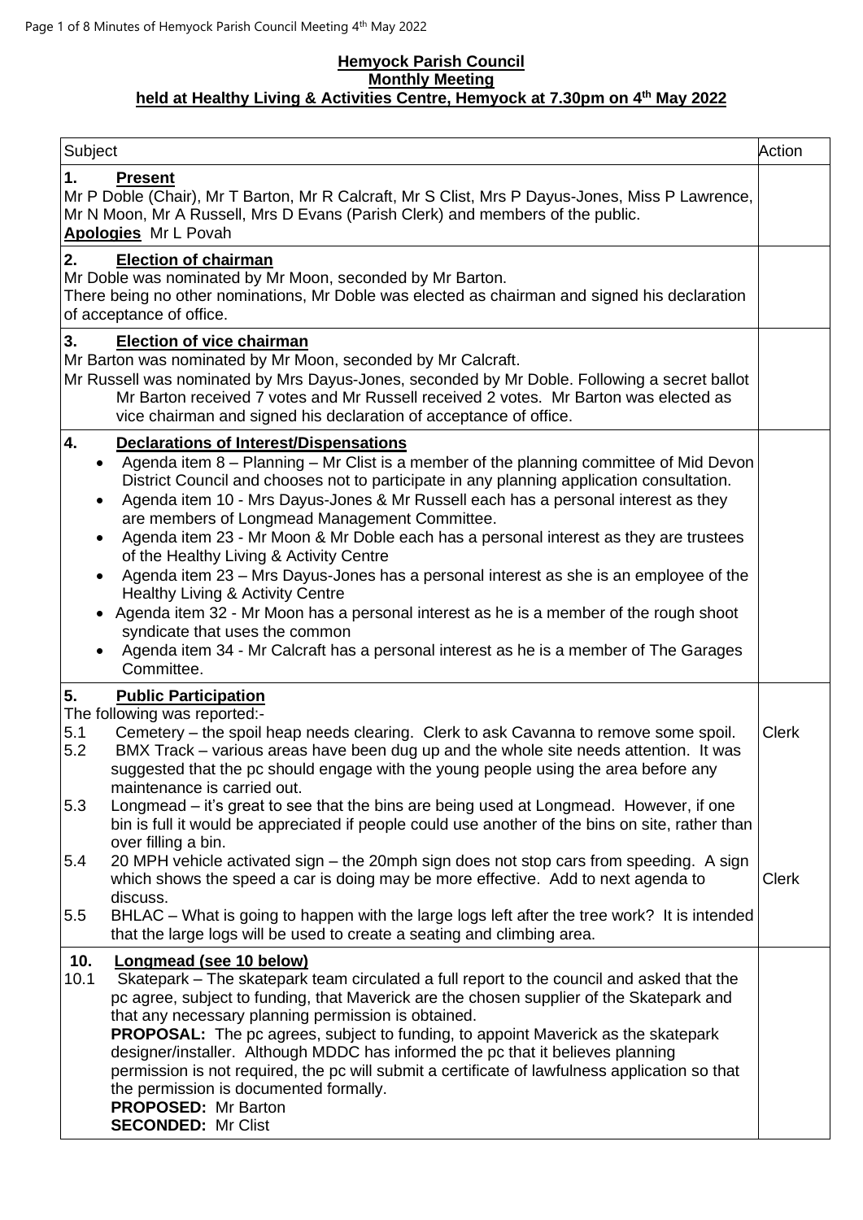# Hemyock Parish Council
## Monthly Meeting
### held at Healthy Living & Activities Centre, Hemyock at 7.30pm on 4th May 2022

| Subject | Action |
|---|---|
| **1. Present**<br>Mr P Doble (Chair), Mr T Barton, Mr R Calcraft, Mr S Clist, Mrs P Dayus-Jones, Miss P Lawrence, Mr N Moon, Mr A Russell, Mrs D Evans (Parish Clerk) and members of the public.<br>**Apologies** Mr L Povah | |
| **2. Election of chairman**<br>Mr Doble was nominated by Mr Moon, seconded by Mr Barton.<br>There being no other nominations, Mr Doble was elected as chairman and signed his declaration of acceptance of office. | |
| **3. Election of vice chairman**<br>Mr Barton was nominated by Mr Moon, seconded by Mr Calcraft.<br>Mr Russell was nominated by Mrs Dayus-Jones, seconded by Mr Doble. Following a secret ballot Mr Barton received 7 votes and Mr Russell received 2 votes. Mr Barton was elected as vice chairman and signed his declaration of acceptance of office. | |
| **4. Declarations of Interest/Dispensations**<br>• Agenda item 8 – Planning – Mr Clist is a member of the planning committee of Mid Devon District Council and chooses not to participate in any planning application consultation.<br>• Agenda item 10 - Mrs Dayus-Jones & Mr Russell each has a personal interest as they are members of Longmead Management Committee.<br>• Agenda item 23 - Mr Moon & Mr Doble each has a personal interest as they are trustees of the Healthy Living & Activity Centre<br>• Agenda item 23 – Mrs Dayus-Jones has a personal interest as she is an employee of the Healthy Living & Activity Centre<br>• Agenda item 32 - Mr Moon has a personal interest as he is a member of the rough shoot syndicate that uses the common<br>• Agenda item 34 - Mr Calcraft has a personal interest as he is a member of The Garages Committee. | |
| **5. Public Participation**<br>The following was reported:-<br>5.1 Cemetery – the spoil heap needs clearing. Clerk to ask Cavanna to remove some spoil.<br>5.2 BMX Track – various areas have been dug up and the whole site needs attention. It was suggested that the pc should engage with the young people using the area before any maintenance is carried out.<br>5.3 Longmead – it's great to see that the bins are being used at Longmead. However, if one bin is full it would be appreciated if people could use another of the bins on site, rather than over filling a bin.<br>5.4 20 MPH vehicle activated sign – the 20mph sign does not stop cars from speeding. A sign which shows the speed a car is doing may be more effective. Add to next agenda to discuss.<br>5.5 BHLAC – What is going to happen with the large logs left after the tree work? It is intended that the large logs will be used to create a seating and climbing area. | Clerk<br><br><br><br><br>Clerk |
| **10. Longmead (see 10 below)**<br>10.1 Skatepark – The skatepark team circulated a full report to the council and asked that the pc agree, subject to funding, that Maverick are the chosen supplier of the Skatepark and that any necessary planning permission is obtained.<br>**PROPOSAL:** The pc agrees, subject to funding, to appoint Maverick as the skatepark designer/installer. Although MDDC has informed the pc that it believes planning permission is not required, the pc will submit a certificate of lawfulness application so that the permission is documented formally.<br>**PROPOSED:** Mr Barton<br>**SECONDED:** Mr Clist | |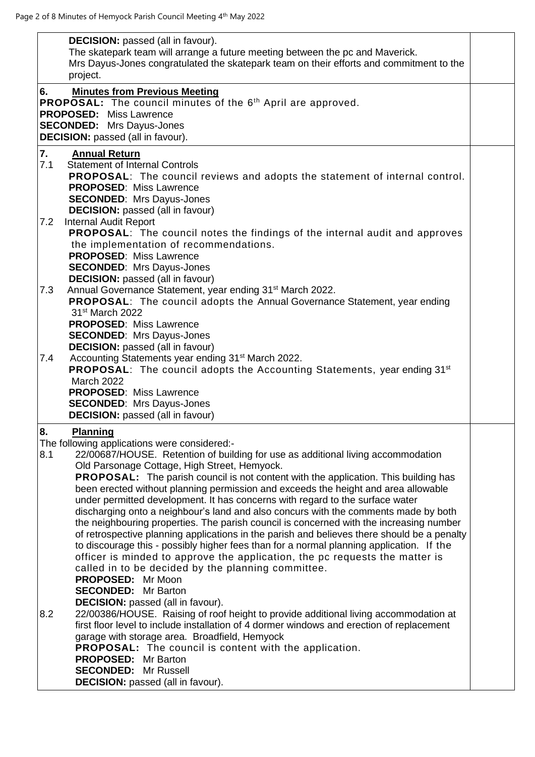**DECISION:** passed (all in favour).
The skatepark team will arrange a future meeting between the pc and Maverick.
Mrs Dayus-Jones congratulated the skatepark team on their efforts and commitment to the project.

## 6. Minutes from Previous Meeting

**PROPOSAL:** The council minutes of the 6th April are approved.
**PROPOSED:** Miss Lawrence
**SECONDED:** Mrs Dayus-Jones
**DECISION:** passed (all in favour).

## 7. Annual Return

7.1 Statement of Internal Controls
**PROPOSAL**: The council reviews and adopts the statement of internal control.
**PROPOSED**: Miss Lawrence
**SECONDED**: Mrs Dayus-Jones
**DECISION:** passed (all in favour)

7.2 Internal Audit Report
**PROPOSAL**: The council notes the findings of the internal audit and approves the implementation of recommendations.
**PROPOSED**: Miss Lawrence
**SECONDED**: Mrs Dayus-Jones
**DECISION:** passed (all in favour)

7.3 Annual Governance Statement, year ending 31st March 2022.
**PROPOSAL**: The council adopts the Annual Governance Statement, year ending 31st March 2022
**PROPOSED**: Miss Lawrence
**SECONDED**: Mrs Dayus-Jones
**DECISION:** passed (all in favour)

7.4 Accounting Statements year ending 31st March 2022.
**PROPOSAL**: The council adopts the Accounting Statements, year ending 31st March 2022
**PROPOSED**: Miss Lawrence
**SECONDED**: Mrs Dayus-Jones
**DECISION:** passed (all in favour)

## 8. Planning

The following applications were considered:-

8.1 22/00687/HOUSE. Retention of building for use as additional living accommodation Old Parsonage Cottage, High Street, Hemyock.
**PROPOSAL:** The parish council is not content with the application. This building has been erected without planning permission and exceeds the height and area allowable under permitted development. It has concerns with regard to the surface water discharging onto a neighbour's land and also concurs with the comments made by both the neighbouring properties. The parish council is concerned with the increasing number of retrospective planning applications in the parish and believes there should be a penalty to discourage this - possibly higher fees than for a normal planning application. If the officer is minded to approve the application, the pc requests the matter is called in to be decided by the planning committee.
**PROPOSED:** Mr Moon
**SECONDED:** Mr Barton
**DECISION:** passed (all in favour).

8.2 22/00386/HOUSE. Raising of roof height to provide additional living accommodation at first floor level to include installation of 4 dormer windows and erection of replacement garage with storage area. Broadfield, Hemyock
**PROPOSAL:** The council is content with the application.
**PROPOSED:** Mr Barton
**SECONDED:** Mr Russell
**DECISION:** passed (all in favour).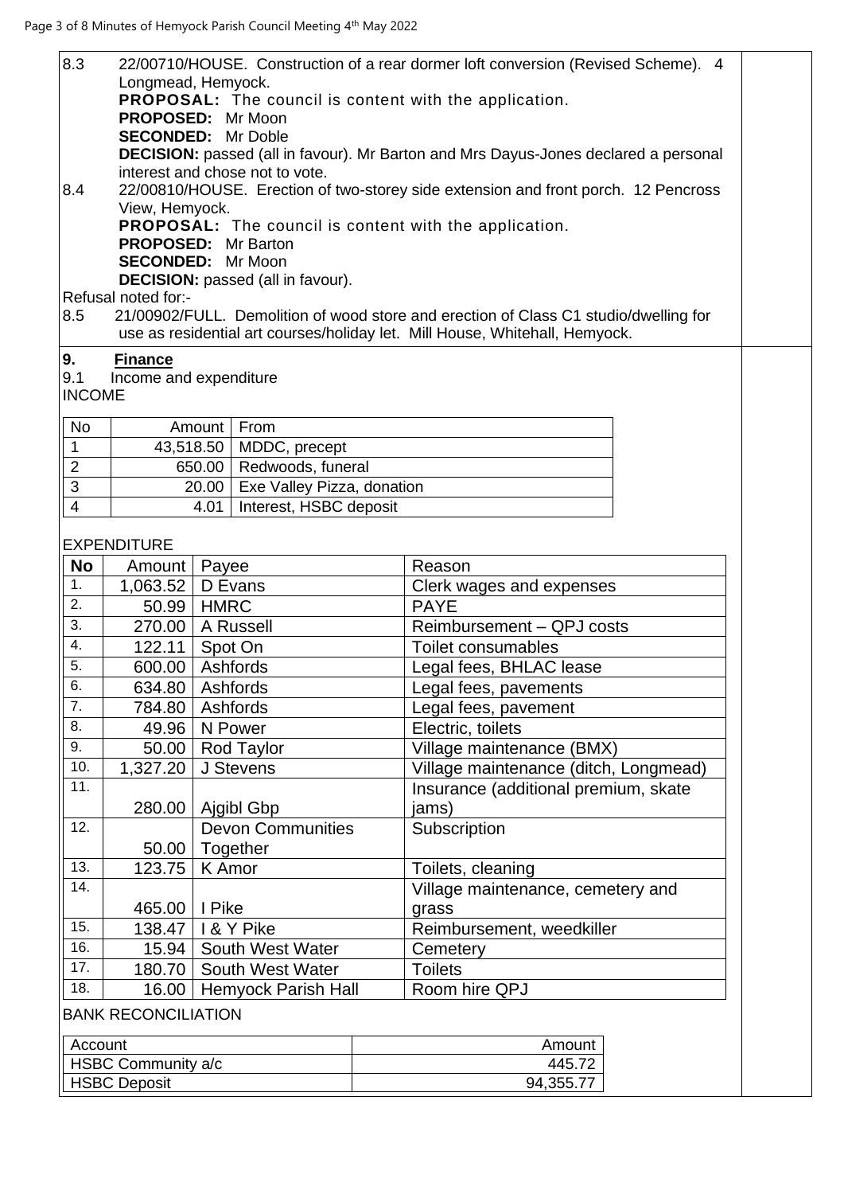8.3 22/00710/HOUSE. Construction of a rear dormer loft conversion (Revised Scheme). 4 Longmead, Hemyock.
**PROPOSAL:** The council is content with the application.
**PROPOSED:** Mr Moon
**SECONDED:** Mr Doble
**DECISION:** passed (all in favour). Mr Barton and Mrs Dayus-Jones declared a personal interest and chose not to vote.

8.4 22/00810/HOUSE. Erection of two-storey side extension and front porch. 12 Pencross View, Hemyock.
**PROPOSAL:** The council is content with the application.
**PROPOSED:** Mr Barton
**SECONDED:** Mr Moon
**DECISION:** passed (all in favour).

Refusal noted for:-

8.5 21/00902/FULL. Demolition of wood store and erection of Class C1 studio/dwelling for use as residential art courses/holiday let. Mill House, Whitehall, Hemyock.

## 9. Finance

9.1 Income and expenditure

INCOME

| No | Amount | From |
|---|---|---|
| 1 | 43,518.50 | MDDC, precept |
| 2 | 650.00 | Redwoods, funeral |
| 3 | 20.00 | Exe Valley Pizza, donation |
| 4 | 4.01 | Interest, HSBC deposit |

EXPENDITURE

| No | Amount | Payee | Reason |
|---|---|---|---|
| 1. | 1,063.52 | D Evans | Clerk wages and expenses |
| 2. | 50.99 | HMRC | PAYE |
| 3. | 270.00 | A Russell | Reimbursement – QPJ costs |
| 4. | 122.11 | Spot On | Toilet consumables |
| 5. | 600.00 | Ashfords | Legal fees, BHLAC lease |
| 6. | 634.80 | Ashfords | Legal fees, pavements |
| 7. | 784.80 | Ashfords | Legal fees, pavement |
| 8. | 49.96 | N Power | Electric, toilets |
| 9. | 50.00 | Rod Taylor | Village maintenance (BMX) |
| 10. | 1,327.20 | J Stevens | Village maintenance (ditch, Longmead) |
| 11. | 280.00 | Ajgibl Gbp | Insurance (additional premium, skate jams) |
| 12. | 50.00 | Devon Communities Together | Subscription |
| 13. | 123.75 | K Amor | Toilets, cleaning |
| 14. | 465.00 | I Pike | Village maintenance, cemetery and grass |
| 15. | 138.47 | I & Y Pike | Reimbursement, weedkiller |
| 16. | 15.94 | South West Water | Cemetery |
| 17. | 180.70 | South West Water | Toilets |
| 18. | 16.00 | Hemyock Parish Hall | Room hire QPJ |

BANK RECONCILIATION

| Account | Amount |
|---|---|
| HSBC Community a/c | 445.72 |
| HSBC Deposit | 94,355.77 |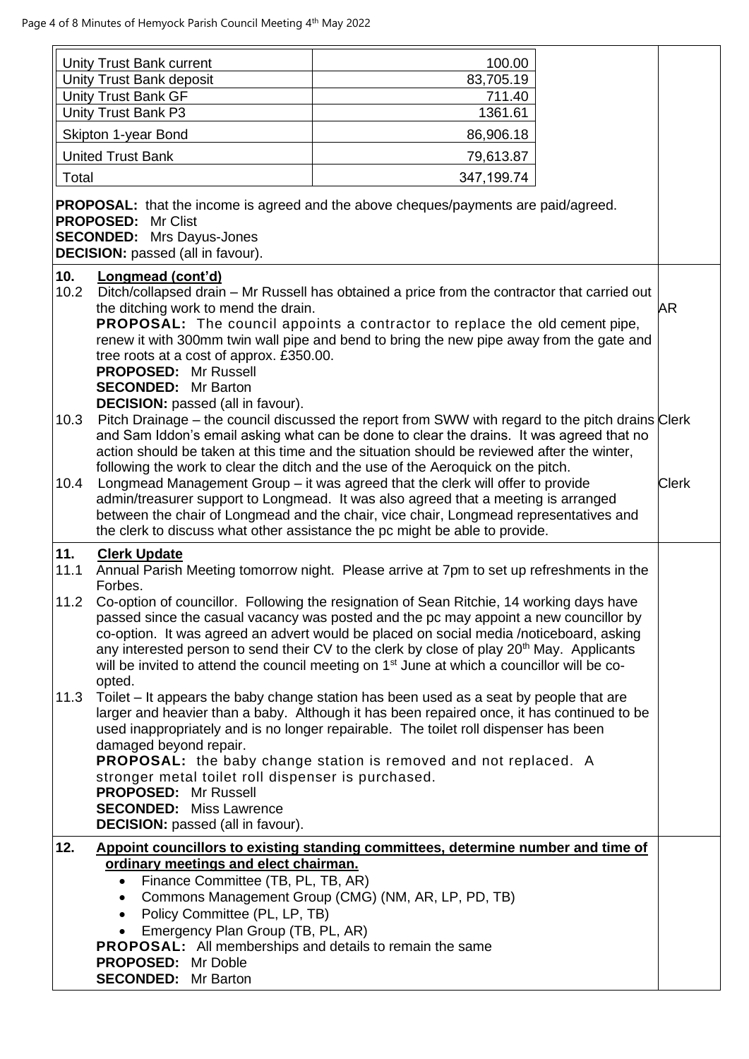| | |
|---|---|
| Unity Trust Bank current | 100.00 |
| Unity Trust Bank deposit | 83,705.19 |
| Unity Trust Bank GF | 711.40 |
| Unity Trust Bank P3 | 1361.61 |
| Skipton 1-year Bond | 86,906.18 |
| United Trust Bank | 79,613.87 |
| Total | 347,199.74 |

**PROPOSAL:** that the income is agreed and the above cheques/payments are paid/agreed.
**PROPOSED:** Mr Clist
**SECONDED:** Mrs Dayus-Jones
**DECISION:** passed (all in favour).

**10. Longmead (cont'd)**

10.2 Ditch/collapsed drain – Mr Russell has obtained a price from the contractor that carried out the ditching work to mend the drain. — AR
**PROPOSAL:** The council appoints a contractor to replace the old cement pipe, renew it with 300mm twin wall pipe and bend to bring the new pipe away from the gate and tree roots at a cost of approx. £350.00.
**PROPOSED:** Mr Russell
**SECONDED:** Mr Barton
**DECISION:** passed (all in favour).

10.3 Pitch Drainage – the council discussed the report from SWW with regard to the pitch drains and Sam Iddon's email asking what can be done to clear the drains. It was agreed that no action should be taken at this time and the situation should be reviewed after the winter, following the work to clear the ditch and the use of the Aeroquick on the pitch. — Clerk

10.4 Longmead Management Group – it was agreed that the clerk will offer to provide admin/treasurer support to Longmead. It was also agreed that a meeting is arranged between the chair of Longmead and the chair, vice chair, Longmead representatives and the clerk to discuss what other assistance the pc might be able to provide. — Clerk

**11. Clerk Update**

11.1 Annual Parish Meeting tomorrow night. Please arrive at 7pm to set up refreshments in the Forbes.

11.2 Co-option of councillor. Following the resignation of Sean Ritchie, 14 working days have passed since the casual vacancy was posted and the pc may appoint a new councillor by co-option. It was agreed an advert would be placed on social media /noticeboard, asking any interested person to send their CV to the clerk by close of play 20th May. Applicants will be invited to attend the council meeting on 1st June at which a councillor will be co-opted.

11.3 Toilet – It appears the baby change station has been used as a seat by people that are larger and heavier than a baby. Although it has been repaired once, it has continued to be used inappropriately and is no longer repairable. The toilet roll dispenser has been damaged beyond repair.
**PROPOSAL:** the baby change station is removed and not replaced. A stronger metal toilet roll dispenser is purchased.
**PROPOSED:** Mr Russell
**SECONDED:** Miss Lawrence
**DECISION:** passed (all in favour).

**12. Appoint councillors to existing standing committees, determine number and time of ordinary meetings and elect chairman.**

- Finance Committee (TB, PL, TB, AR)
- Commons Management Group (CMG) (NM, AR, LP, PD, TB)
- Policy Committee (PL, LP, TB)
- Emergency Plan Group (TB, PL, AR)

**PROPOSAL:** All memberships and details to remain the same
**PROPOSED:** Mr Doble
**SECONDED:** Mr Barton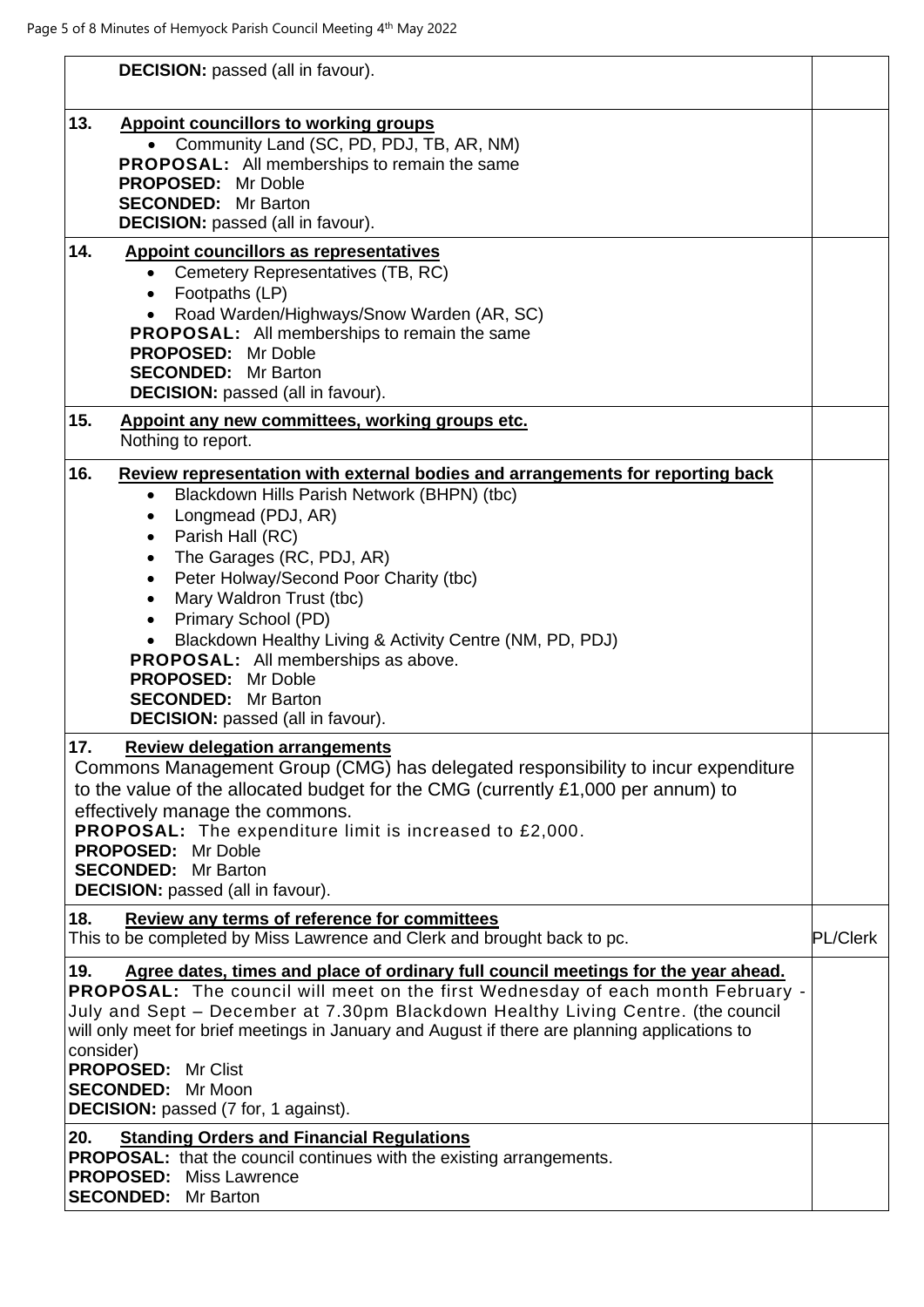**DECISION:** passed (all in favour).

**13. Appoint councillors to working groups**

- Community Land (SC, PD, PDJ, TB, AR, NM)

**PROPOSAL:** All memberships to remain the same
**PROPOSED:** Mr Doble
**SECONDED:** Mr Barton
**DECISION:** passed (all in favour).

**14. Appoint councillors as representatives**

- Cemetery Representatives (TB, RC)
- Footpaths (LP)
- Road Warden/Highways/Snow Warden (AR, SC)

**PROPOSAL:** All memberships to remain the same
**PROPOSED:** Mr Doble
**SECONDED:** Mr Barton
**DECISION:** passed (all in favour).

**15. Appoint any new committees, working groups etc.**

Nothing to report.

**16. Review representation with external bodies and arrangements for reporting back**

- Blackdown Hills Parish Network (BHPN) (tbc)
- Longmead (PDJ, AR)
- Parish Hall (RC)
- The Garages (RC, PDJ, AR)
- Peter Holway/Second Poor Charity (tbc)
- Mary Waldron Trust (tbc)
- Primary School (PD)
- Blackdown Healthy Living & Activity Centre (NM, PD, PDJ)

**PROPOSAL:** All memberships as above.
**PROPOSED:** Mr Doble
**SECONDED:** Mr Barton
**DECISION:** passed (all in favour).

**17. Review delegation arrangements**

Commons Management Group (CMG) has delegated responsibility to incur expenditure to the value of the allocated budget for the CMG (currently £1,000 per annum) to effectively manage the commons.

**PROPOSAL:** The expenditure limit is increased to £2,000.
**PROPOSED:** Mr Doble
**SECONDED:** Mr Barton
**DECISION:** passed (all in favour).

**18. Review any terms of reference for committees**

This to be completed by Miss Lawrence and Clerk and brought back to pc. — **PL/Clerk**

**19. Agree dates, times and place of ordinary full council meetings for the year ahead.**

**PROPOSAL:** The council will meet on the first Wednesday of each month February - July and Sept – December at 7.30pm Blackdown Healthy Living Centre. (the council will only meet for brief meetings in January and August if there are planning applications to consider)
**PROPOSED:** Mr Clist
**SECONDED:** Mr Moon
**DECISION:** passed (7 for, 1 against).

**20. Standing Orders and Financial Regulations**

**PROPOSAL:** that the council continues with the existing arrangements.
**PROPOSED:** Miss Lawrence
**SECONDED:** Mr Barton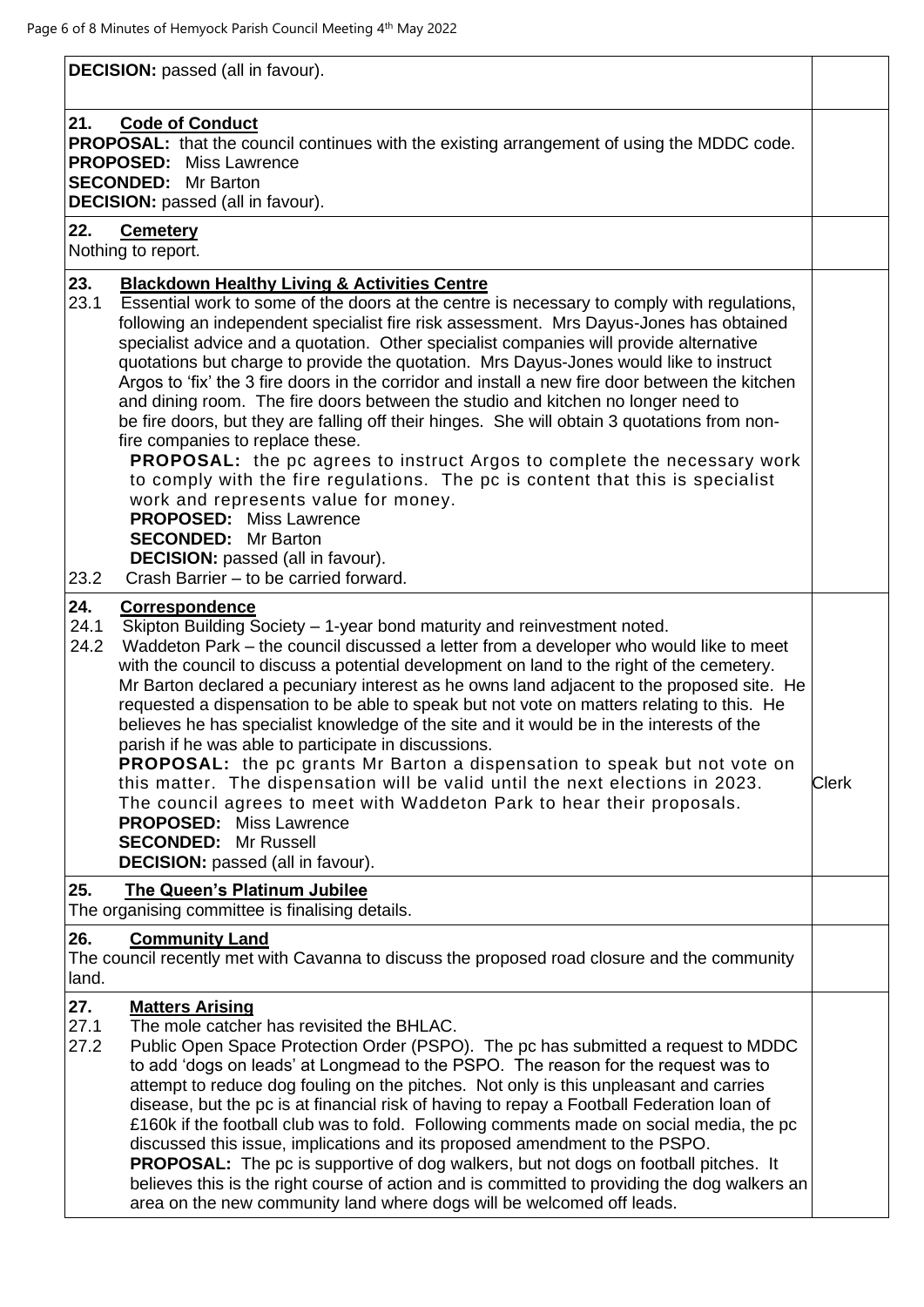**DECISION:** passed (all in favour).

## 21. Code of Conduct

**PROPOSAL:** that the council continues with the existing arrangement of using the MDDC code.
**PROPOSED:** Miss Lawrence
**SECONDED:** Mr Barton
**DECISION:** passed (all in favour).

## 22. Cemetery

Nothing to report.

## 23. Blackdown Healthy Living & Activities Centre

23.1 Essential work to some of the doors at the centre is necessary to comply with regulations, following an independent specialist fire risk assessment. Mrs Dayus-Jones has obtained specialist advice and a quotation. Other specialist companies will provide alternative quotations but charge to provide the quotation. Mrs Dayus-Jones would like to instruct Argos to 'fix' the 3 fire doors in the corridor and install a new fire door between the kitchen and dining room. The fire doors between the studio and kitchen no longer need to be fire doors, but they are falling off their hinges. She will obtain 3 quotations from non-fire companies to replace these.

**PROPOSAL:** the pc agrees to instruct Argos to complete the necessary work to comply with the fire regulations. The pc is content that this is specialist work and represents value for money.
**PROPOSED:** Miss Lawrence
**SECONDED:** Mr Barton
**DECISION:** passed (all in favour).

23.2 Crash Barrier – to be carried forward.

## 24. Correspondence

24.1 Skipton Building Society – 1-year bond maturity and reinvestment noted.

24.2 Waddeton Park – the council discussed a letter from a developer who would like to meet with the council to discuss a potential development on land to the right of the cemetery. Mr Barton declared a pecuniary interest as he owns land adjacent to the proposed site. He requested a dispensation to be able to speak but not vote on matters relating to this. He believes he has specialist knowledge of the site and it would be in the interests of the parish if he was able to participate in discussions.

**PROPOSAL:** the pc grants Mr Barton a dispensation to speak but not vote on this matter. The dispensation will be valid until the next elections in 2023. The council agrees to meet with Waddeton Park to hear their proposals. *(Action: Clerk)*
**PROPOSED:** Miss Lawrence
**SECONDED:** Mr Russell
**DECISION:** passed (all in favour).

## 25. The Queen's Platinum Jubilee

The organising committee is finalising details.

## 26. Community Land

The council recently met with Cavanna to discuss the proposed road closure and the community land.

## 27. Matters Arising

27.1 The mole catcher has revisited the BHLAC.

27.2 Public Open Space Protection Order (PSPO). The pc has submitted a request to MDDC to add 'dogs on leads' at Longmead to the PSPO. The reason for the request was to attempt to reduce dog fouling on the pitches. Not only is this unpleasant and carries disease, but the pc is at financial risk of having to repay a Football Federation loan of £160k if the football club was to fold. Following comments made on social media, the pc discussed this issue, implications and its proposed amendment to the PSPO.

**PROPOSAL:** The pc is supportive of dog walkers, but not dogs on football pitches. It believes this is the right course of action and is committed to providing the dog walkers an area on the new community land where dogs will be welcomed off leads.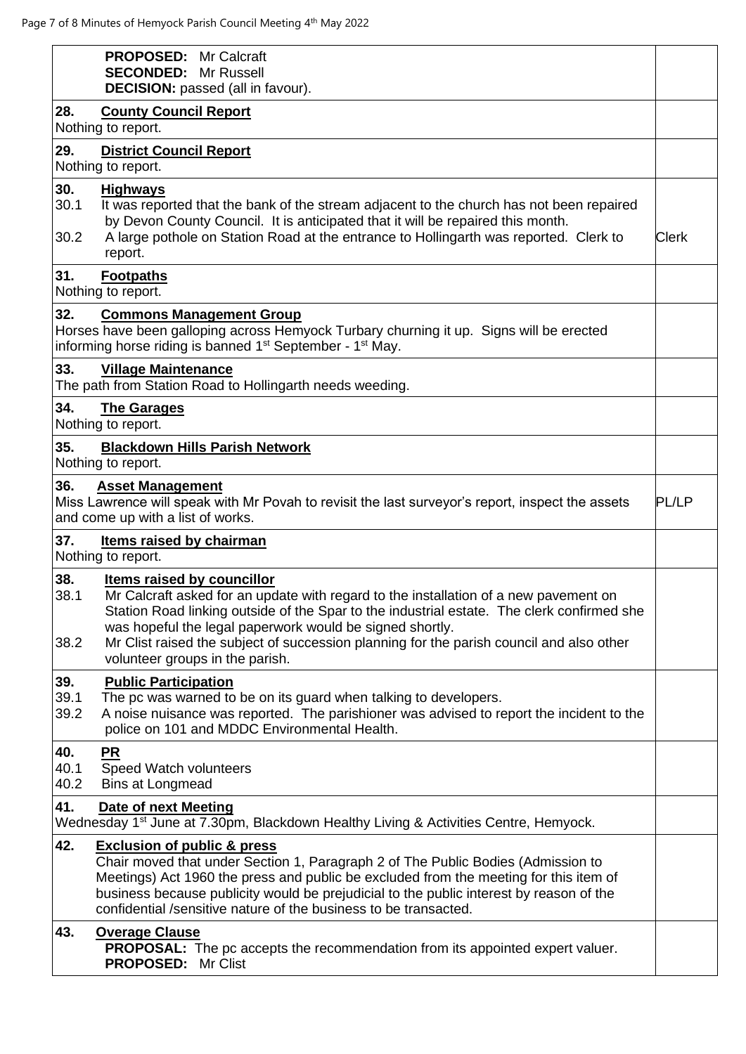| | |
|---|---|
| **PROPOSED:** Mr Calcraft<br>**SECONDED:** Mr Russell<br>**DECISION:** passed (all in favour). | |
| **28. County Council Report**<br>Nothing to report. | |
| **29. District Council Report**<br>Nothing to report. | |
| **30. Highways**<br>30.1 It was reported that the bank of the stream adjacent to the church has not been repaired by Devon County Council. It is anticipated that it will be repaired this month.<br>30.2 A large pothole on Station Road at the entrance to Hollingarth was reported. Clerk to report. | Clerk |
| **31. Footpaths**<br>Nothing to report. | |
| **32. Commons Management Group**<br>Horses have been galloping across Hemyock Turbary churning it up. Signs will be erected informing horse riding is banned 1st September - 1st May. | |
| **33. Village Maintenance**<br>The path from Station Road to Hollingarth needs weeding. | |
| **34. The Garages**<br>Nothing to report. | |
| **35. Blackdown Hills Parish Network**<br>Nothing to report. | |
| **36. Asset Management**<br>Miss Lawrence will speak with Mr Povah to revisit the last surveyor's report, inspect the assets and come up with a list of works. | PL/LP |
| **37. Items raised by chairman**<br>Nothing to report. | |
| **38. Items raised by councillor**<br>38.1 Mr Calcraft asked for an update with regard to the installation of a new pavement on Station Road linking outside of the Spar to the industrial estate. The clerk confirmed she was hopeful the legal paperwork would be signed shortly.<br>38.2 Mr Clist raised the subject of succession planning for the parish council and also other volunteer groups in the parish. | |
| **39. Public Participation**<br>39.1 The pc was warned to be on its guard when talking to developers.<br>39.2 A noise nuisance was reported. The parishioner was advised to report the incident to the police on 101 and MDDC Environmental Health. | |
| **40. PR**<br>40.1 Speed Watch volunteers<br>40.2 Bins at Longmead | |
| **41. Date of next Meeting**<br>Wednesday 1st June at 7.30pm, Blackdown Healthy Living & Activities Centre, Hemyock. | |
| **42. Exclusion of public & press**<br>Chair moved that under Section 1, Paragraph 2 of The Public Bodies (Admission to Meetings) Act 1960 the press and public be excluded from the meeting for this item of business because publicity would be prejudicial to the public interest by reason of the confidential /sensitive nature of the business to be transacted. | |
| **43. Overage Clause**<br>**PROPOSAL:** The pc accepts the recommendation from its appointed expert valuer.<br>**PROPOSED:** Mr Clist | |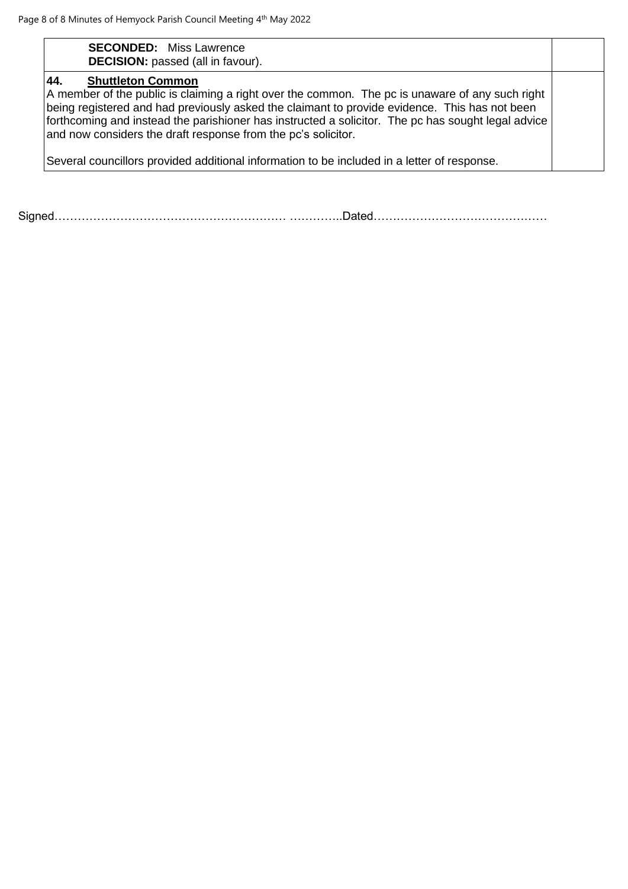| | |
|---|---|
| **SECONDED:** Miss Lawrence<br>**DECISION:** passed (all in favour). | |
| **44. Shuttleton Common**<br>A member of the public is claiming a right over the common. The pc is unaware of any such right being registered and had previously asked the claimant to provide evidence. This has not been forthcoming and instead the parishioner has instructed a solicitor. The pc has sought legal advice and now considers the draft response from the pc's solicitor.<br><br>Several councillors provided additional information to be included in a letter of response. | |

Signed…………………………………………………… …………..Dated……………………………………